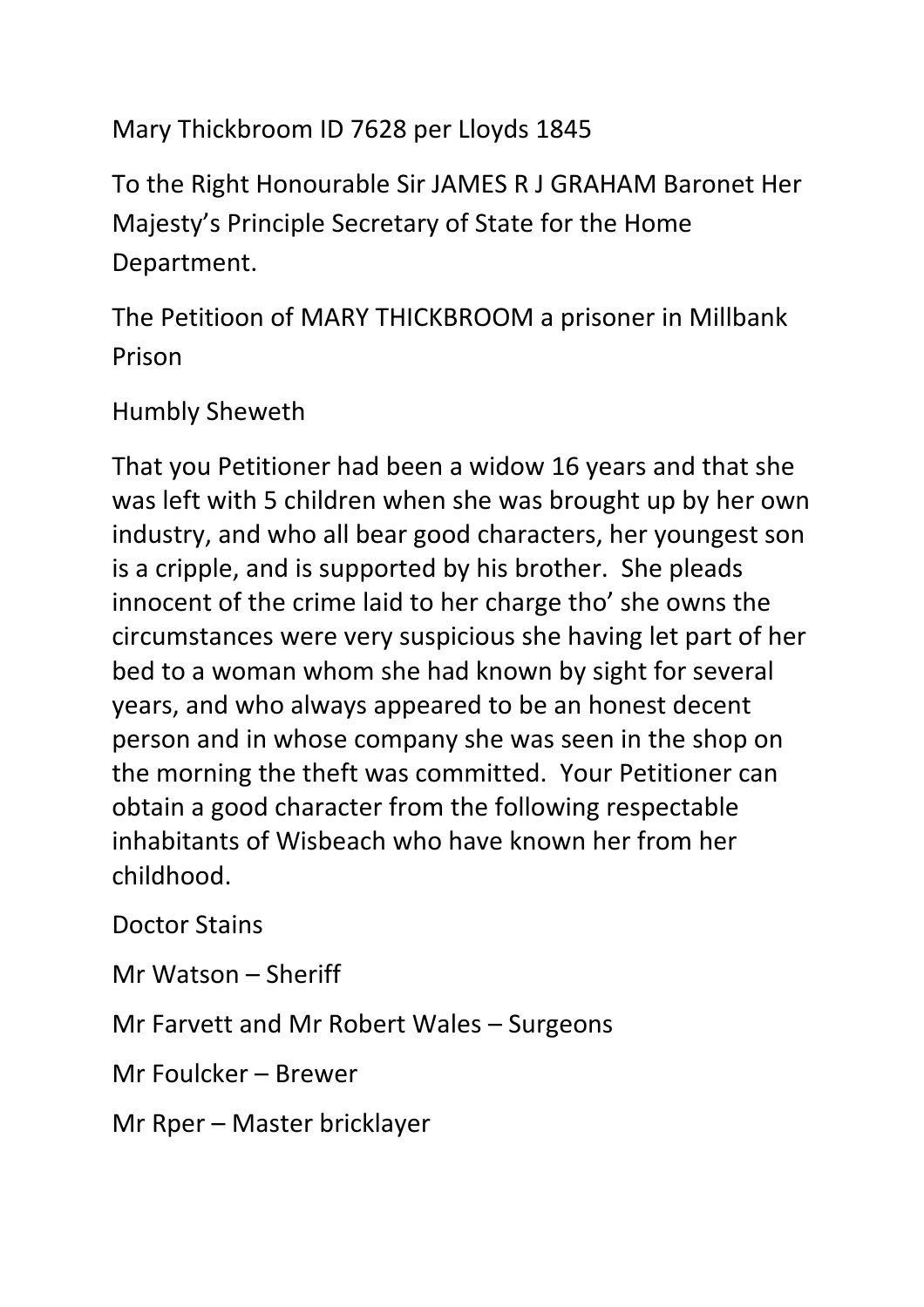Mary Thickbroom ID 7628 per Lloyds 1845

To the Right Honourable Sir JAMES R J GRAHAM Baronet Her Majesty's Principle Secretary of State for the Home Department.

The Petitioon of MARY THICKBROOM a prisoner in Millbank Prison

Humbly Sheweth

That you Petitioner had been a widow 16 years and that she was left with 5 children when she was brought up by her own industry, and who all bear good characters, her youngest son is a cripple, and is supported by his brother. She pleads innocent of the crime laid to her charge tho' she owns the circumstances were very suspicious she having let part of her bed to a woman whom she had known by sight for several years, and who always appeared to be an honest decent person and in whose company she was seen in the shop on the morning the theft was committed. Your Petitioner can obtain a good character from the following respectable inhabitants of Wisbeach who have known her from her childhood.

Doctor Stains

Mr Watson – Sheriff

Mr Farvett and Mr Robert Wales – Surgeons

Mr Foulcker – Brewer

Mr Rper – Master bricklayer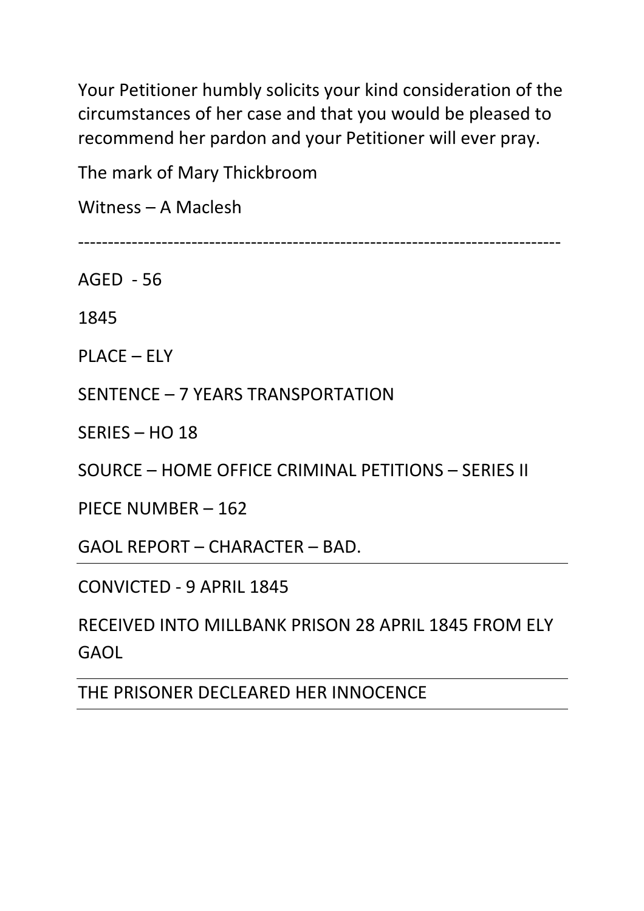Your Petitioner humbly solicits your kind consideration of the circumstances of her case and that you would be pleased to recommend her pardon and your Petitioner will ever pray.

The mark of Mary Thickbroom

Witness – A Maclesh

--------------------------------------------------------------------------------

AGED - 56

1845

PLACE – ELY

SENTENCE – 7 YEARS TRANSPORTATION

SERIES – HO 18

SOURCE – HOME OFFICE CRIMINAL PETITIONS – SERIES II

PIECE NUMBER – 162

GAOL REPORT – CHARACTER – BAD.

---

CONVICTED - 9 APRIL 1845

RECEIVED INTO MILLBANK PRISON 28 APRIL 1845 FROM ELY GAOL

---

THE PRISONER DECLEARED HER INNOCENCE

---